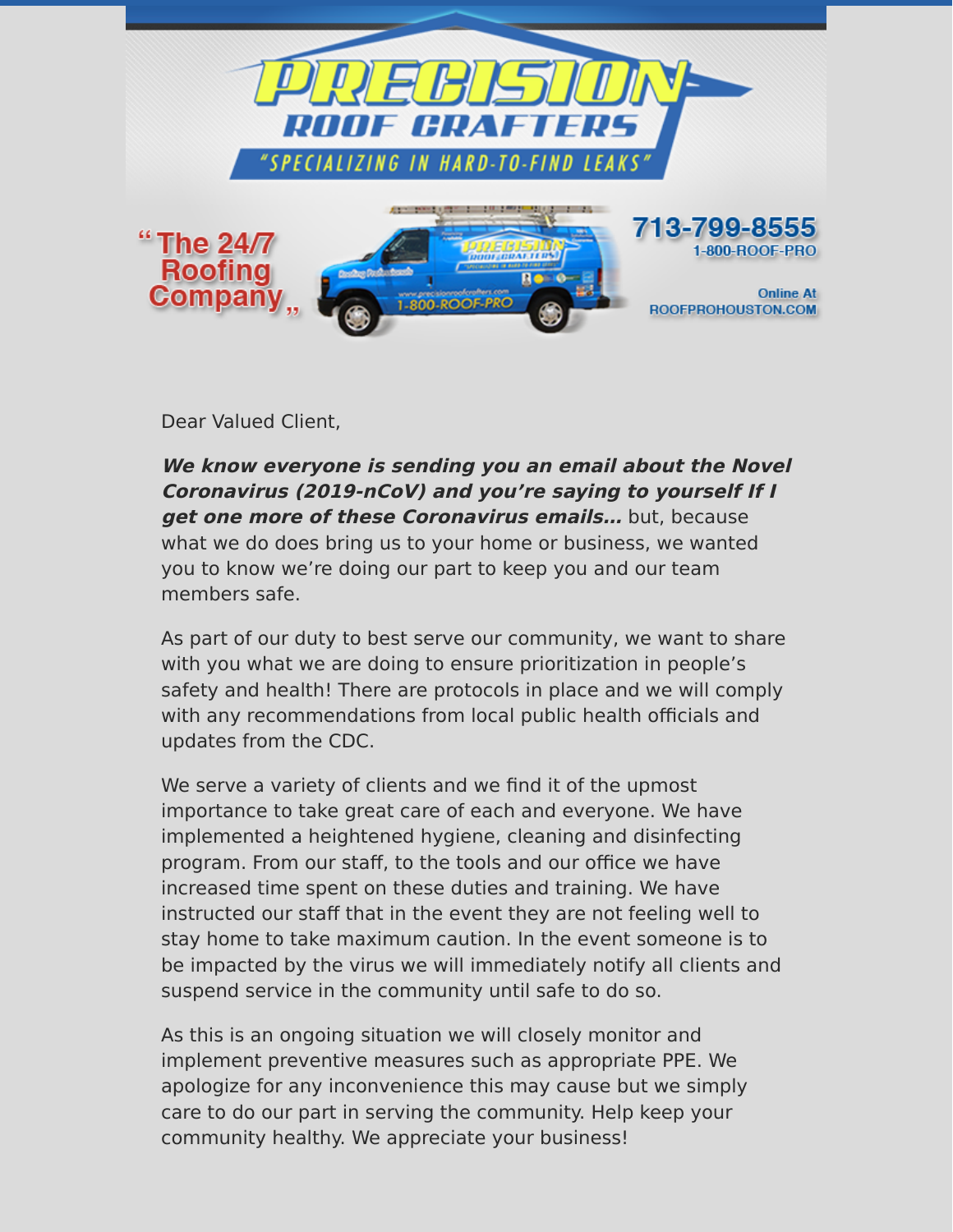# PRECISION ROOF CRAFTERS

"SPECIALIZING IN HARD-TO-FIND LEAKS"

"The 24/7 Roofing Company"

713-799-8555
1-800-ROOF-PRO

Online At ROOFPROHOUSTON.COM

Dear Valued Client,

***We know everyone is sending you an email about the Novel Coronavirus (2019-nCoV) and you're saying to yourself If I get one more of these Coronavirus emails...*** but, because what we do does bring us to your home or business, we wanted you to know we're doing our part to keep you and our team members safe.

As part of our duty to best serve our community, we want to share with you what we are doing to ensure prioritization in people's safety and health! There are protocols in place and we will comply with any recommendations from local public health officials and updates from the CDC.

We serve a variety of clients and we find it of the upmost importance to take great care of each and everyone. We have implemented a heightened hygiene, cleaning and disinfecting program. From our staff, to the tools and our office we have increased time spent on these duties and training. We have instructed our staff that in the event they are not feeling well to stay home to take maximum caution. In the event someone is to be impacted by the virus we will immediately notify all clients and suspend service in the community until safe to do so.

As this is an ongoing situation we will closely monitor and implement preventive measures such as appropriate PPE. We apologize for any inconvenience this may cause but we simply care to do our part in serving the community. Help keep your community healthy. We appreciate your business!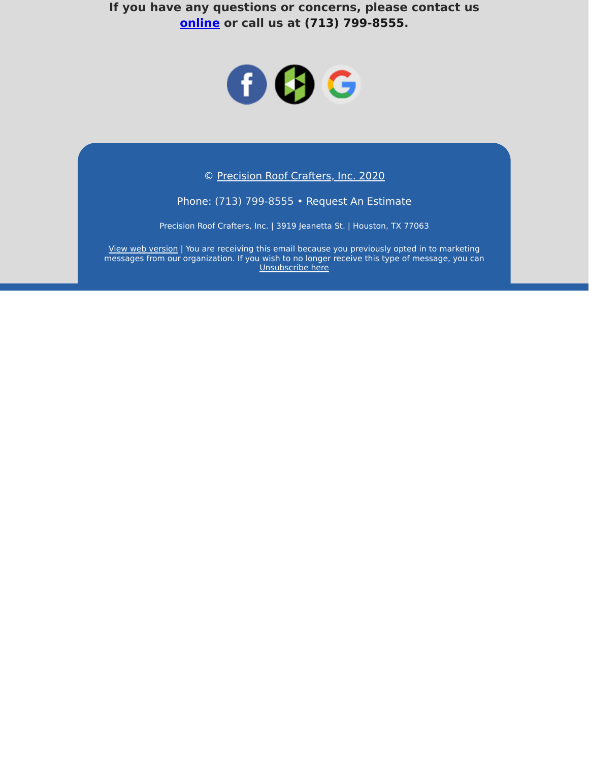**If you have any questions or concerns, please contact us online or call us at (713) 799-8555.**

© Precision Roof Crafters, Inc. 2020

Phone: (713) 799-8555 • Request An Estimate

Precision Roof Crafters, Inc. | 3919 Jeanetta St. | Houston, TX 77063

View web version | You are receiving this email because you previously opted in to marketing messages from our organization. If you wish to no longer receive this type of message, you can Unsubscribe here